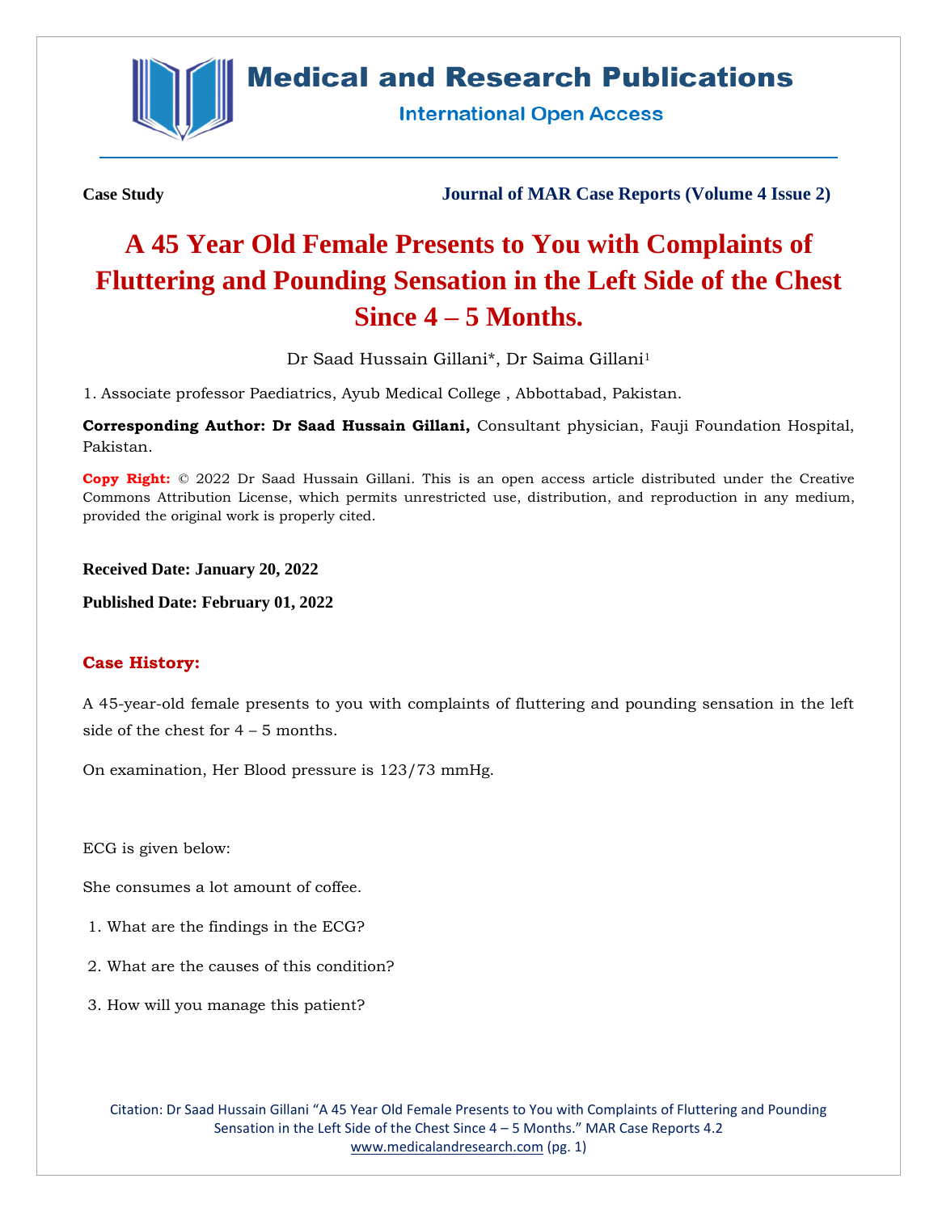# Medical and Research Publications

International Open Access

**Case Study** **Journal of MAR Case Reports (Volume 4 Issue 2)**

# A 45 Year Old Female Presents to You with Complaints of Fluttering and Pounding Sensation in the Left Side of the Chest Since 4 – 5 Months.

Dr Saad Hussain Gillani*, Dr Saima Gillani[1]

1. Associate professor Paediatrics, Ayub Medical College , Abbottabad, Pakistan.

**Corresponding Author: Dr Saad Hussain Gillani,** Consultant physician, Fauji Foundation Hospital, Pakistan.

**Copy Right:** © 2022 Dr Saad Hussain Gillani. This is an open access article distributed under the Creative Commons Attribution License, which permits unrestricted use, distribution, and reproduction in any medium, provided the original work is properly cited.

**Received Date: January 20, 2022**

**Published Date: February 01, 2022**

## Case History:

A 45-year-old female presents to you with complaints of fluttering and pounding sensation in the left side of the chest for 4 – 5 months.

On examination, Her Blood pressure is 123/73 mmHg.

ECG is given below:

She consumes a lot amount of coffee.

1. What are the findings in the ECG?
2. What are the causes of this condition?
3. How will you manage this patient?

Citation: Dr Saad Hussain Gillani "A 45 Year Old Female Presents to You with Complaints of Fluttering and Pounding Sensation in the Left Side of the Chest Since 4 – 5 Months." MAR Case Reports 4.2
www.medicalandresearch.com (pg. 1)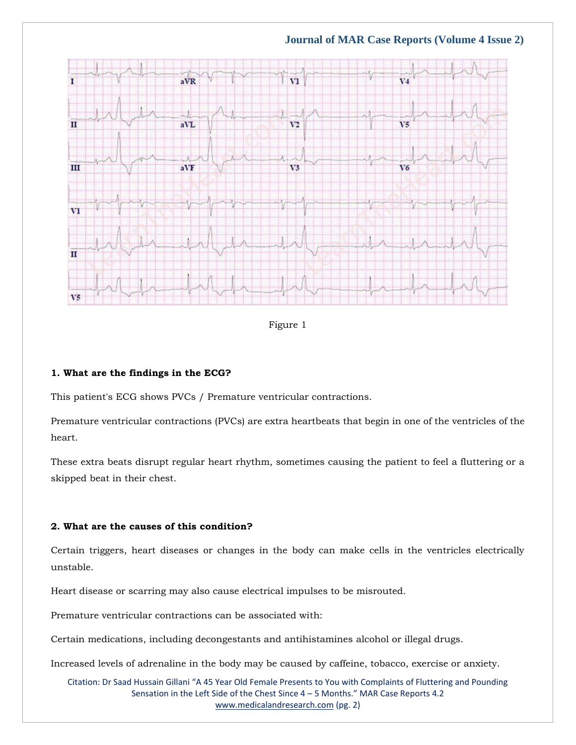Figure 1

**1. What are the findings in the ECG?**

This patient's ECG shows PVCs / Premature ventricular contractions.

Premature ventricular contractions (PVCs) are extra heartbeats that begin in one of the ventricles of the heart.

These extra beats disrupt regular heart rhythm, sometimes causing the patient to feel a fluttering or a skipped beat in their chest.

**2. What are the causes of this condition?**

Certain triggers, heart diseases or changes in the body can make cells in the ventricles electrically unstable.

Heart disease or scarring may also cause electrical impulses to be misrouted.

Premature ventricular contractions can be associated with:

Certain medications, including decongestants and antihistamines alcohol or illegal drugs.

Increased levels of adrenaline in the body may be caused by caffeine, tobacco, exercise or anxiety.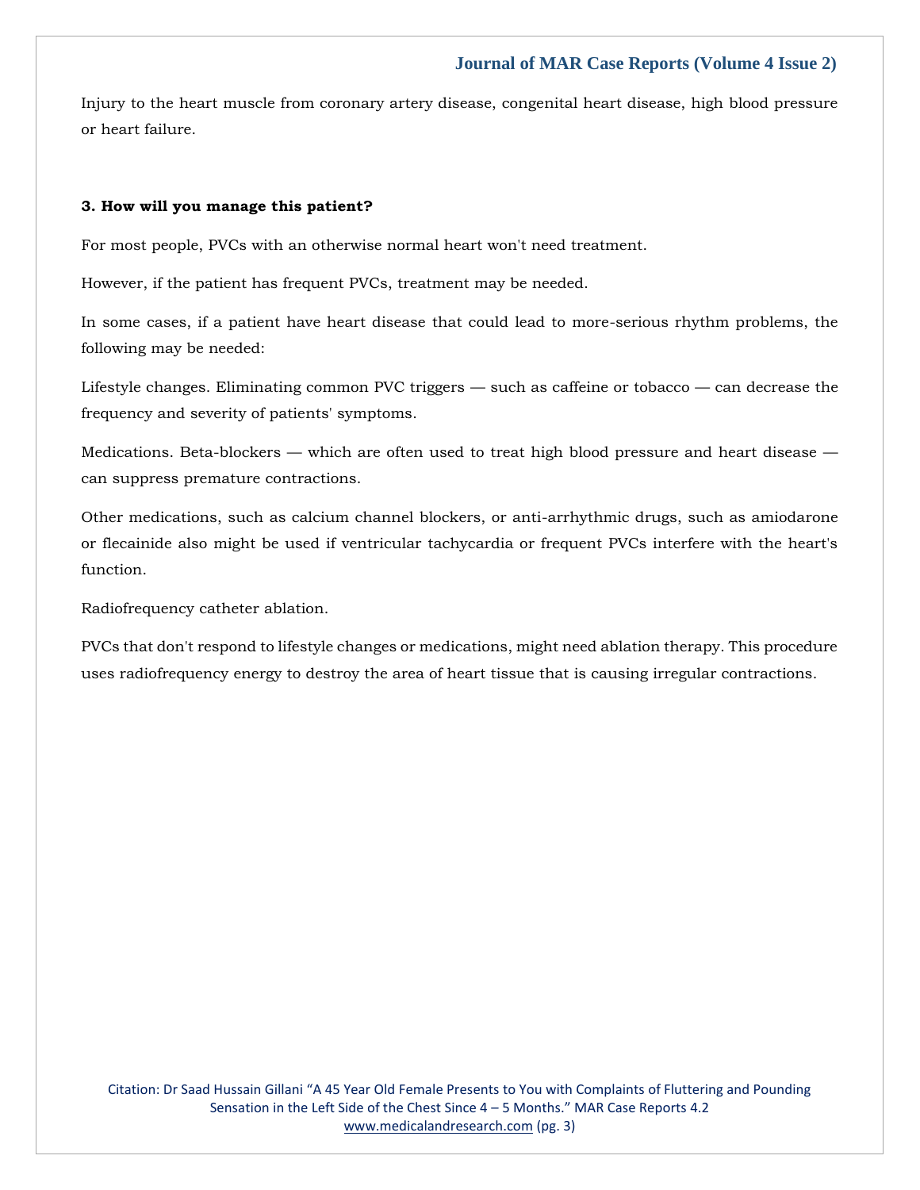Injury to the heart muscle from coronary artery disease, congenital heart disease, high blood pressure or heart failure.

**3. How will you manage this patient?**

For most people, PVCs with an otherwise normal heart won't need treatment.

However, if the patient has frequent PVCs, treatment may be needed.

In some cases, if a patient have heart disease that could lead to more-serious rhythm problems, the following may be needed:

Lifestyle changes. Eliminating common PVC triggers — such as caffeine or tobacco — can decrease the frequency and severity of patients' symptoms.

Medications. Beta-blockers — which are often used to treat high blood pressure and heart disease — can suppress premature contractions.

Other medications, such as calcium channel blockers, or anti-arrhythmic drugs, such as amiodarone or flecainide also might be used if ventricular tachycardia or frequent PVCs interfere with the heart's function.

Radiofrequency catheter ablation.

PVCs that don't respond to lifestyle changes or medications, might need ablation therapy. This procedure uses radiofrequency energy to destroy the area of heart tissue that is causing irregular contractions.